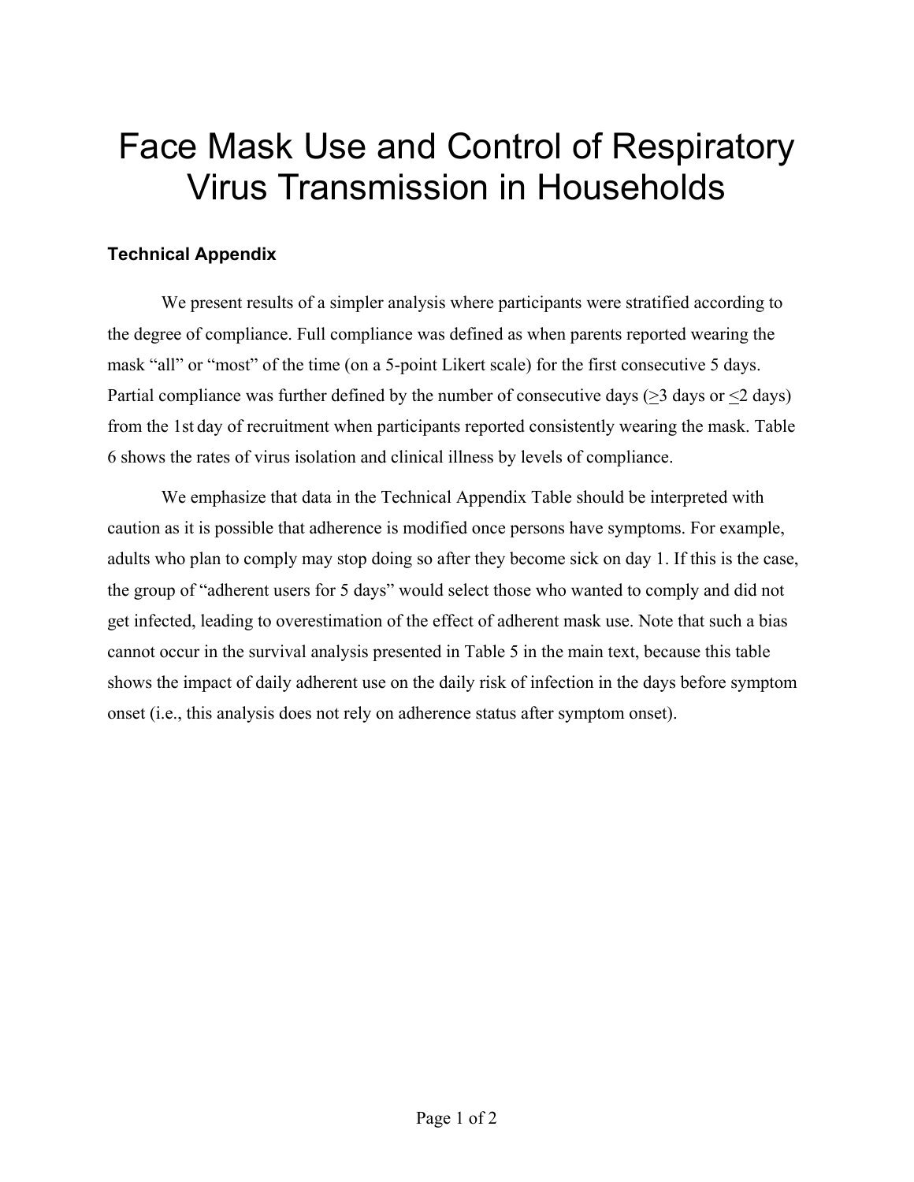# Face Mask Use and Control of Respiratory Virus Transmission in Households

## Technical Appendix

We present results of a simpler analysis where participants were stratified according to the degree of compliance. Full compliance was defined as when parents reported wearing the mask "all" or "most" of the time (on a 5-point Likert scale) for the first consecutive 5 days. Partial compliance was further defined by the number of consecutive days ($\geq$3 days or $\leq$2 days) from the 1st day of recruitment when participants reported consistently wearing the mask. Table 6 shows the rates of virus isolation and clinical illness by levels of compliance.

We emphasize that data in the Technical Appendix Table should be interpreted with caution as it is possible that adherence is modified once persons have symptoms. For example, adults who plan to comply may stop doing so after they become sick on day 1. If this is the case, the group of "adherent users for 5 days" would select those who wanted to comply and did not get infected, leading to overestimation of the effect of adherent mask use. Note that such a bias cannot occur in the survival analysis presented in Table 5 in the main text, because this table shows the impact of daily adherent use on the daily risk of infection in the days before symptom onset (i.e., this analysis does not rely on adherence status after symptom onset).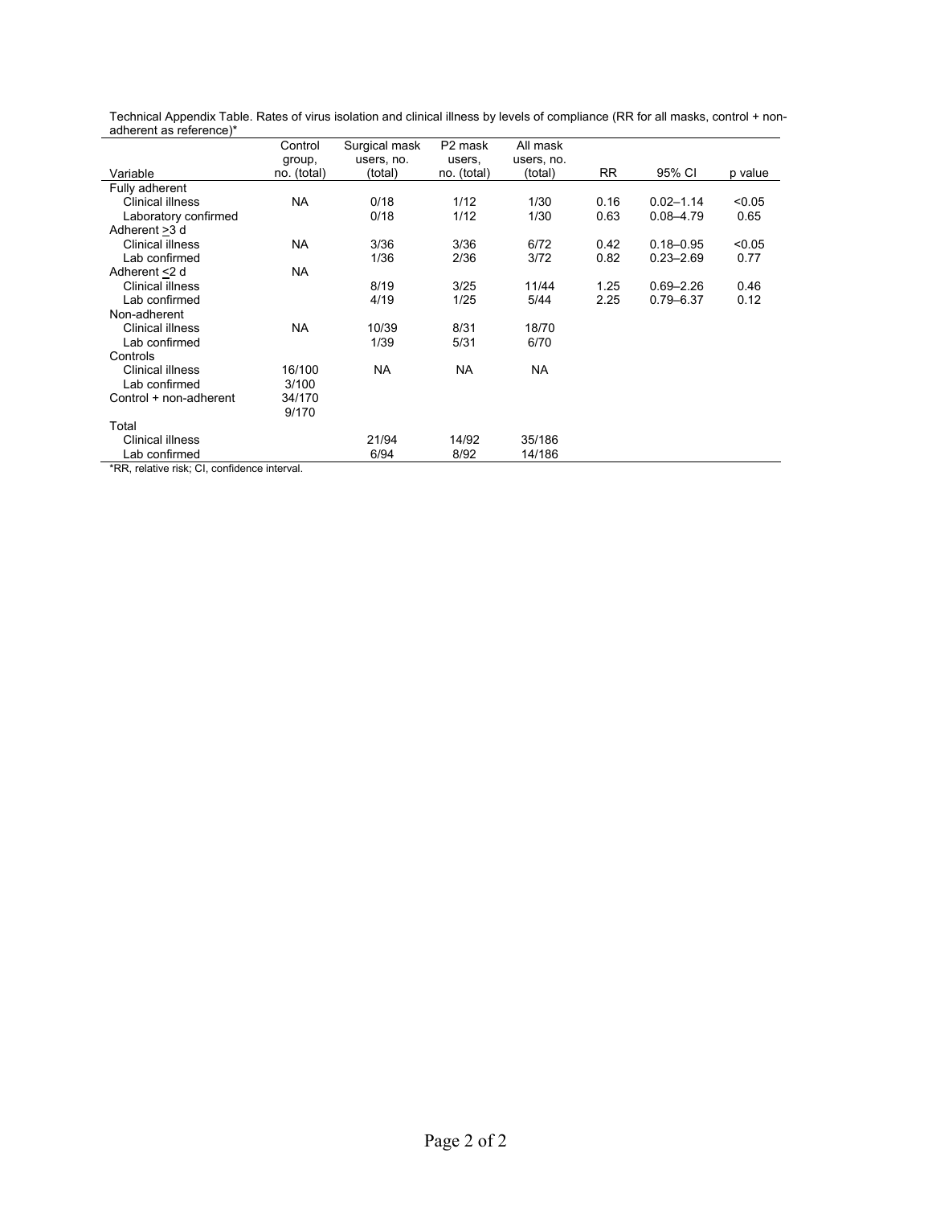Technical Appendix Table. Rates of virus isolation and clinical illness by levels of compliance (RR for all masks, control + non-adherent as reference)*

| Variable | Control group, no. (total) | Surgical mask users, no. (total) | P2 mask users, no. (total) | All mask users, no. (total) | RR | 95% CI | p value |
|---|---|---|---|---|---|---|---|
| Fully adherent | | | | | | | |
| Clinical illness | NA | 0/18 | 1/12 | 1/30 | 0.16 | 0.02–1.14 | <0.05 |
| Laboratory confirmed | | 0/18 | 1/12 | 1/30 | 0.63 | 0.08–4.79 | 0.65 |
| Adherent ≥3 d | | | | | | | |
| Clinical illness | NA | 3/36 | 3/36 | 6/72 | 0.42 | 0.18–0.95 | <0.05 |
| Lab confirmed | | 1/36 | 2/36 | 3/72 | 0.82 | 0.23–2.69 | 0.77 |
| Adherent ≤2 d | NA | | | | | | |
| Clinical illness | | 8/19 | 3/25 | 11/44 | 1.25 | 0.69–2.26 | 0.46 |
| Lab confirmed | | 4/19 | 1/25 | 5/44 | 2.25 | 0.79–6.37 | 0.12 |
| Non-adherent | | | | | | | |
| Clinical illness | NA | 10/39 | 8/31 | 18/70 | | | |
| Lab confirmed | | 1/39 | 5/31 | 6/70 | | | |
| Controls | | | | | | | |
| Clinical illness | 16/100 | NA | NA | NA | | | |
| Lab confirmed | 3/100 | | | | | | |
| Control + non-adherent | 34/170 | | | | | | |
| | 9/170 | | | | | | |
| Total | | | | | | | |
| Clinical illness | | 21/94 | 14/92 | 35/186 | | | |
| Lab confirmed | | 6/94 | 8/92 | 14/186 | | | |

*RR, relative risk; CI, confidence interval.